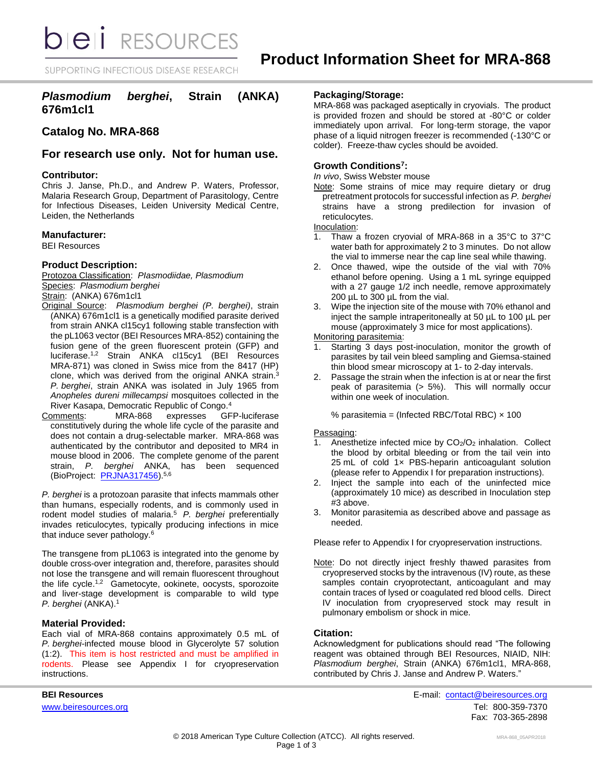# Product Information Sheet for MRA-868

## *Plasmodium berghei*, Strain (ANKA) 676m1cl1

## Catalog No. MRA-868

## For research use only. Not for human use.

### Contributor:

Chris J. Janse, Ph.D., and Andrew P. Waters, Professor, Malaria Research Group, Department of Parasitology, Centre for Infectious Diseases, Leiden University Medical Centre, Leiden, the Netherlands

### Manufacturer:

BEI Resources

### Product Description:

Protozoa Classification: *Plasmodiidae, Plasmodium*

Species: *Plasmodium berghei*

Strain: (ANKA) 676m1cl1

Original Source: *Plasmodium berghei (P. berghei)*, strain (ANKA) 676m1cl1 is a genetically modified parasite derived from strain ANKA cl15cy1 following stable transfection with the pL1063 vector (BEI Resources MRA-852) containing the fusion gene of the green fluorescent protein (GFP) and luciferase.[1,2] Strain ANKA cl15cy1 (BEI Resources MRA-871) was cloned in Swiss mice from the 8417 (HP) clone, which was derived from the original ANKA strain.[3] *P. berghei*, strain ANKA was isolated in July 1965 from *Anopheles dureni millecampsi* mosquitoes collected in the River Kasapa, Democratic Republic of Congo.[4]

Comments: MRA-868 expresses GFP-luciferase constitutively during the whole life cycle of the parasite and does not contain a drug-selectable marker. MRA-868 was authenticated by the contributor and deposited to MR4 in mouse blood in 2006. The complete genome of the parent strain, *P. berghei* ANKA, has been sequenced (BioProject: PRJNA317456).[5,6]

*P. berghei* is a protozoan parasite that infects mammals other than humans, especially rodents, and is commonly used in rodent model studies of malaria.[5] *P. berghei* preferentially invades reticulocytes, typically producing infections in mice that induce sever pathology.[6]

The transgene from pL1063 is integrated into the genome by double cross-over integration and, therefore, parasites should not lose the transgene and will remain fluorescent throughout the life cycle.[1,2] Gametocyte, ookinete, oocysts, sporozoite and liver-stage development is comparable to wild type *P. berghei* (ANKA).[1]

### Material Provided:

Each vial of MRA-868 contains approximately 0.5 mL of *P. berghei*-infected mouse blood in Glycerolyte 57 solution (1:2). This item is host restricted and must be amplified in rodents. Please see Appendix I for cryopreservation instructions.

### Packaging/Storage:

MRA-868 was packaged aseptically in cryovials. The product is provided frozen and should be stored at -80°C or colder immediately upon arrival. For long-term storage, the vapor phase of a liquid nitrogen freezer is recommended (-130°C or colder). Freeze-thaw cycles should be avoided.

### Growth Conditions[7]:

*In vivo*, Swiss Webster mouse

Note: Some strains of mice may require dietary or drug pretreatment protocols for successful infection as *P. berghei* strains have a strong predilection for invasion of reticulocytes.

Inoculation:

1. Thaw a frozen cryovial of MRA-868 in a 35°C to 37°C water bath for approximately 2 to 3 minutes. Do not allow the vial to immerse near the cap line seal while thawing.
2. Once thawed, wipe the outside of the vial with 70% ethanol before opening. Using a 1 mL syringe equipped with a 27 gauge 1/2 inch needle, remove approximately 200 µL to 300 µL from the vial.
3. Wipe the injection site of the mouse with 70% ethanol and inject the sample intraperitoneally at 50 µL to 100 µL per mouse (approximately 3 mice for most applications).

Monitoring parasitemia:

1. Starting 3 days post-inoculation, monitor the growth of parasites by tail vein bleed sampling and Giemsa-stained thin blood smear microscopy at 1- to 2-day intervals.
2. Passage the strain when the infection is at or near the first peak of parasitemia (> 5%). This will normally occur within one week of inoculation.

   % parasitemia = (Infected RBC/Total RBC) × 100

Passaging:

1. Anesthetize infected mice by $CO_2/O_2$ inhalation. Collect the blood by orbital bleeding or from the tail vein into 25 mL of cold 1× PBS-heparin anticoagulant solution (please refer to Appendix I for preparation instructions).
2. Inject the sample into each of the uninfected mice (approximately 10 mice) as described in Inoculation step #3 above.
3. Monitor parasitemia as described above and passage as needed.

Please refer to Appendix I for cryopreservation instructions.

Note: Do not directly inject freshly thawed parasites from cryopreserved stocks by the intravenous (IV) route, as these samples contain cryoprotectant, anticoagulant and may contain traces of lysed or coagulated red blood cells. Direct IV inoculation from cryopreserved stock may result in pulmonary embolism or shock in mice.

### Citation:

Acknowledgment for publications should read "The following reagent was obtained through BEI Resources, NIAID, NIH: *Plasmodium berghei*, Strain (ANKA) 676m1cl1, MRA-868, contributed by Chris J. Janse and Andrew P. Waters."

**BEI Resources**
www.beiresources.org

E-mail: contact@beiresources.org
Tel: 800-359-7370
Fax: 703-365-2898

© 2018 American Type Culture Collection (ATCC). All rights reserved.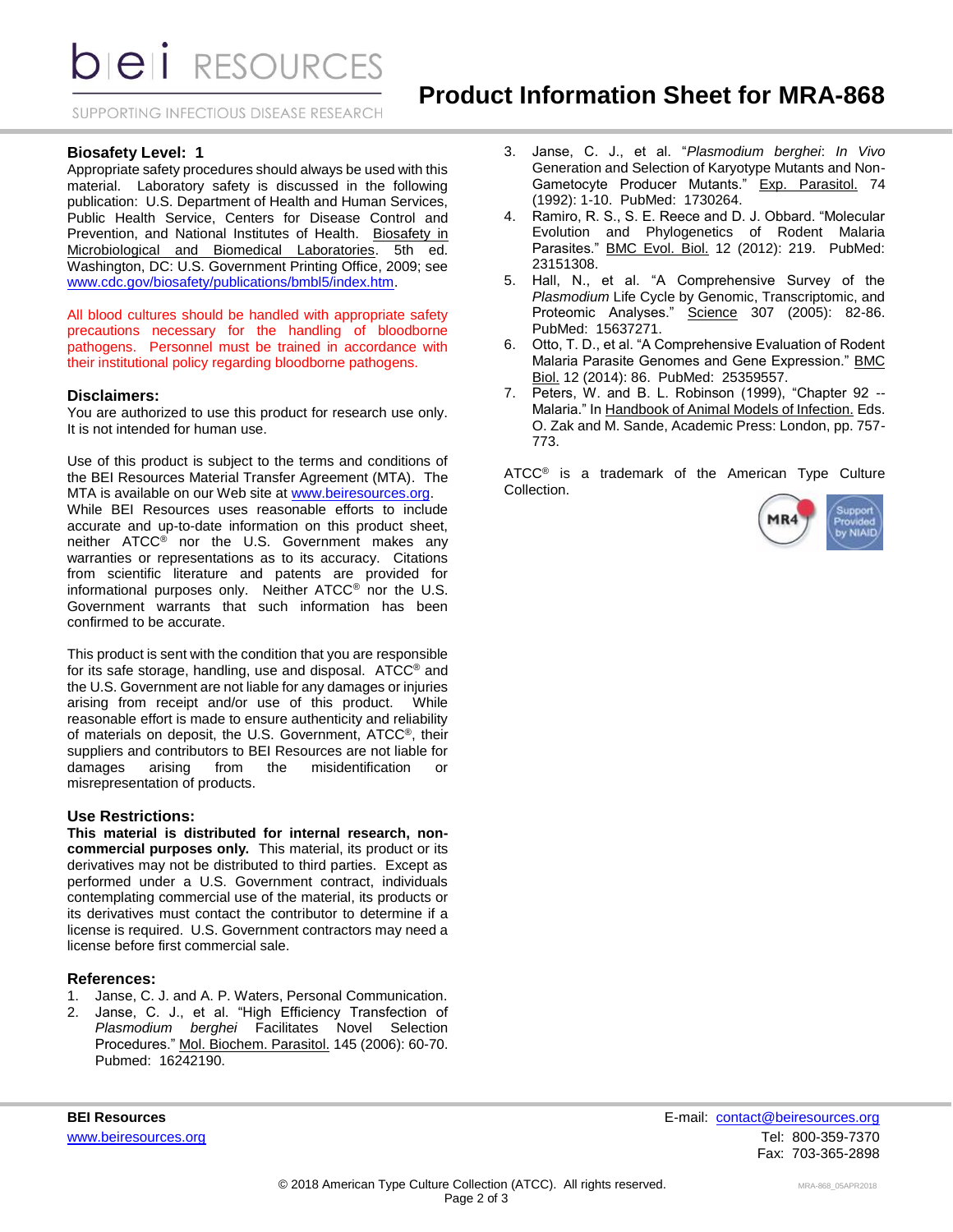## Biosafety Level: 1

Appropriate safety procedures should always be used with this material. Laboratory safety is discussed in the following publication: U.S. Department of Health and Human Services, Public Health Service, Centers for Disease Control and Prevention, and National Institutes of Health. Biosafety in Microbiological and Biomedical Laboratories. 5th ed. Washington, DC: U.S. Government Printing Office, 2009; see www.cdc.gov/biosafety/publications/bmbl5/index.htm.

All blood cultures should be handled with appropriate safety precautions necessary for the handling of bloodborne pathogens. Personnel must be trained in accordance with their institutional policy regarding bloodborne pathogens.

## Disclaimers:

You are authorized to use this product for research use only. It is not intended for human use.

Use of this product is subject to the terms and conditions of the BEI Resources Material Transfer Agreement (MTA). The MTA is available on our Web site at www.beiresources.org.

While BEI Resources uses reasonable efforts to include accurate and up-to-date information on this product sheet, neither ATCC® nor the U.S. Government makes any warranties or representations as to its accuracy. Citations from scientific literature and patents are provided for informational purposes only. Neither ATCC® nor the U.S. Government warrants that such information has been confirmed to be accurate.

This product is sent with the condition that you are responsible for its safe storage, handling, use and disposal. ATCC® and the U.S. Government are not liable for any damages or injuries arising from receipt and/or use of this product. While reasonable effort is made to ensure authenticity and reliability of materials on deposit, the U.S. Government, ATCC®, their suppliers and contributors to BEI Resources are not liable for damages arising from the misidentification or misrepresentation of products.

## Use Restrictions:

**This material is distributed for internal research, non-commercial purposes only.** This material, its product or its derivatives may not be distributed to third parties. Except as performed under a U.S. Government contract, individuals contemplating commercial use of the material, its products or its derivatives must contact the contributor to determine if a license is required. U.S. Government contractors may need a license before first commercial sale.

## References:

1. Janse, C. J. and A. P. Waters, Personal Communication.
2. Janse, C. J., et al. "High Efficiency Transfection of *Plasmodium berghei* Facilitates Novel Selection Procedures." Mol. Biochem. Parasitol. 145 (2006): 60-70. Pubmed: 16242190.
3. Janse, C. J., et al. "*Plasmodium berghei*: *In Vivo* Generation and Selection of Karyotype Mutants and Non-Gametocyte Producer Mutants." Exp. Parasitol. 74 (1992): 1-10. PubMed: 1730264.
4. Ramiro, R. S., S. E. Reece and D. J. Obbard. "Molecular Evolution and Phylogenetics of Rodent Malaria Parasites." BMC Evol. Biol. 12 (2012): 219. PubMed: 23151308.
5. Hall, N., et al. "A Comprehensive Survey of the *Plasmodium* Life Cycle by Genomic, Transcriptomic, and Proteomic Analyses." Science 307 (2005): 82-86. PubMed: 15637271.
6. Otto, T. D., et al. "A Comprehensive Evaluation of Rodent Malaria Parasite Genomes and Gene Expression." BMC Biol. 12 (2014): 86. PubMed: 25359557.
7. Peters, W. and B. L. Robinson (1999), "Chapter 92 -- Malaria." In Handbook of Animal Models of Infection. Eds. O. Zak and M. Sande, Academic Press: London, pp. 757-773.

ATCC® is a trademark of the American Type Culture Collection.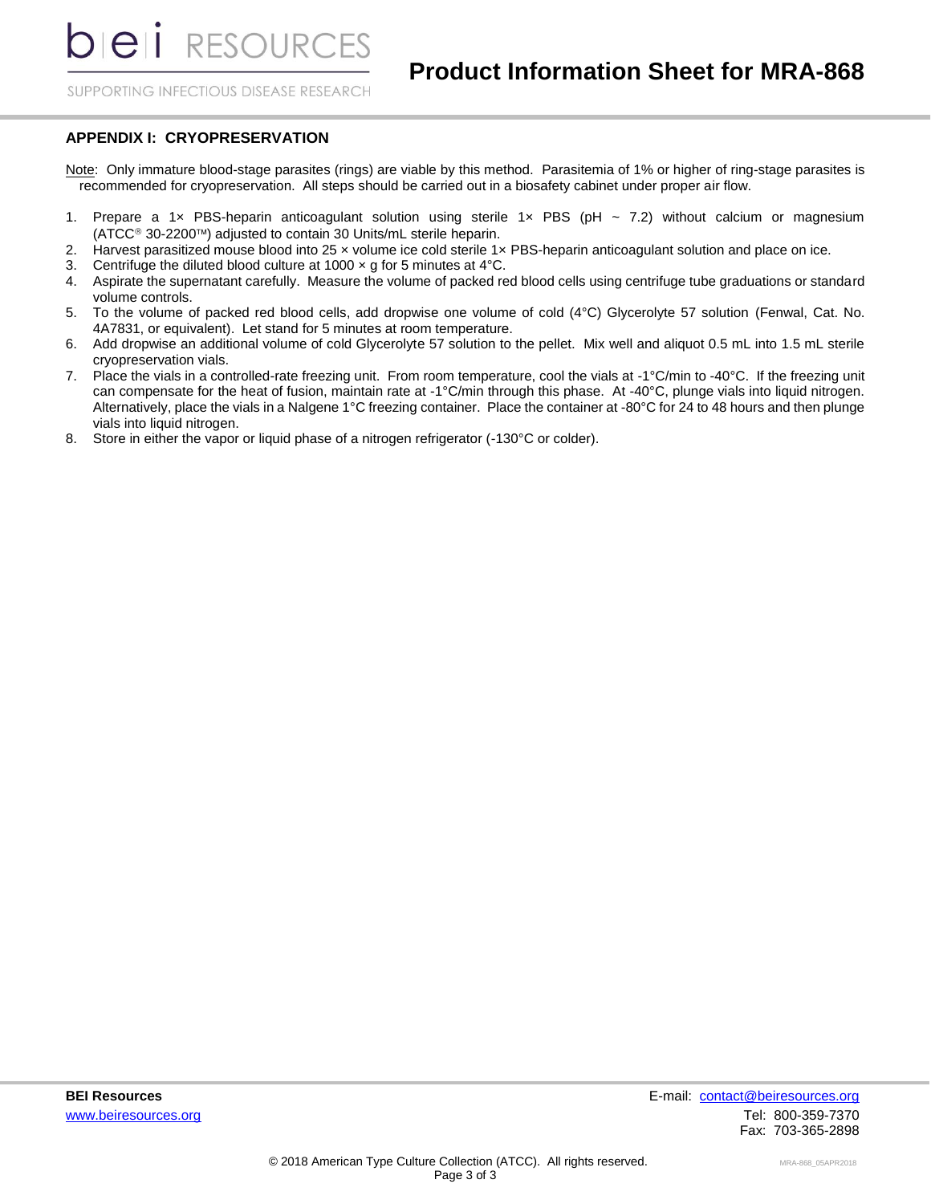## APPENDIX I: CRYOPRESERVATION

Note: Only immature blood-stage parasites (rings) are viable by this method. Parasitemia of 1% or higher of ring-stage parasites is recommended for cryopreservation. All steps should be carried out in a biosafety cabinet under proper air flow.

1. Prepare a 1× PBS-heparin anticoagulant solution using sterile 1× PBS (pH ~ 7.2) without calcium or magnesium (ATCC® 30-2200™) adjusted to contain 30 Units/mL sterile heparin.
2. Harvest parasitized mouse blood into 25 × volume ice cold sterile 1× PBS-heparin anticoagulant solution and place on ice.
3. Centrifuge the diluted blood culture at 1000 × g for 5 minutes at 4°C.
4. Aspirate the supernatant carefully. Measure the volume of packed red blood cells using centrifuge tube graduations or standard volume controls.
5. To the volume of packed red blood cells, add dropwise one volume of cold (4°C) Glycerolyte 57 solution (Fenwal, Cat. No. 4A7831, or equivalent). Let stand for 5 minutes at room temperature.
6. Add dropwise an additional volume of cold Glycerolyte 57 solution to the pellet. Mix well and aliquot 0.5 mL into 1.5 mL sterile cryopreservation vials.
7. Place the vials in a controlled-rate freezing unit. From room temperature, cool the vials at -1°C/min to -40°C. If the freezing unit can compensate for the heat of fusion, maintain rate at -1°C/min through this phase. At -40°C, plunge vials into liquid nitrogen. Alternatively, place the vials in a Nalgene 1°C freezing container. Place the container at -80°C for 24 to 48 hours and then plunge vials into liquid nitrogen.
8. Store in either the vapor or liquid phase of a nitrogen refrigerator (-130°C or colder).